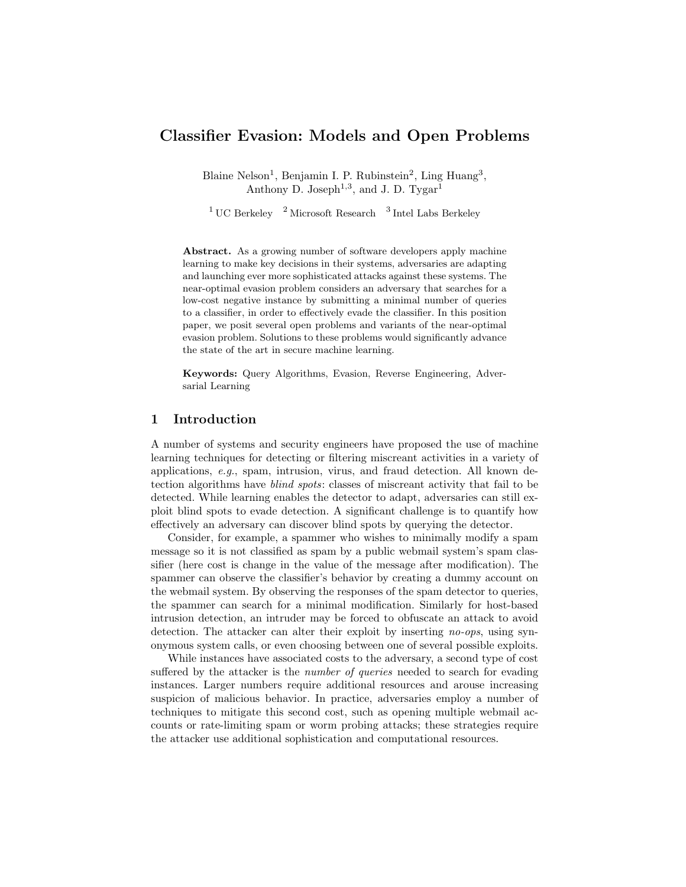# Classifier Evasion: Models and Open Problems

Blaine Nelson[1], Benjamin I. P. Rubinstein[2], Ling Huang[3], Anthony D. Joseph[1,3], and J. D. Tygar[1]

[1] UC Berkeley [2] Microsoft Research [3] Intel Labs Berkeley

**Abstract.** As a growing number of software developers apply machine learning to make key decisions in their systems, adversaries are adapting and launching ever more sophisticated attacks against these systems. The near-optimal evasion problem considers an adversary that searches for a low-cost negative instance by submitting a minimal number of queries to a classifier, in order to effectively evade the classifier. In this position paper, we posit several open problems and variants of the near-optimal evasion problem. Solutions to these problems would significantly advance the state of the art in secure machine learning.

**Keywords:** Query Algorithms, Evasion, Reverse Engineering, Adversarial Learning

## 1 Introduction

A number of systems and security engineers have proposed the use of machine learning techniques for detecting or filtering miscreant activities in a variety of applications, *e.g.*, spam, intrusion, virus, and fraud detection. All known detection algorithms have *blind spots*: classes of miscreant activity that fail to be detected. While learning enables the detector to adapt, adversaries can still exploit blind spots to evade detection. A significant challenge is to quantify how effectively an adversary can discover blind spots by querying the detector.

Consider, for example, a spammer who wishes to minimally modify a spam message so it is not classified as spam by a public webmail system's spam classifier (here cost is change in the value of the message after modification). The spammer can observe the classifier's behavior by creating a dummy account on the webmail system. By observing the responses of the spam detector to queries, the spammer can search for a minimal modification. Similarly for host-based intrusion detection, an intruder may be forced to obfuscate an attack to avoid detection. The attacker can alter their exploit by inserting *no-ops*, using synonymous system calls, or even choosing between one of several possible exploits.

While instances have associated costs to the adversary, a second type of cost suffered by the attacker is the *number of queries* needed to search for evading instances. Larger numbers require additional resources and arouse increasing suspicion of malicious behavior. In practice, adversaries employ a number of techniques to mitigate this second cost, such as opening multiple webmail accounts or rate-limiting spam or worm probing attacks; these strategies require the attacker use additional sophistication and computational resources.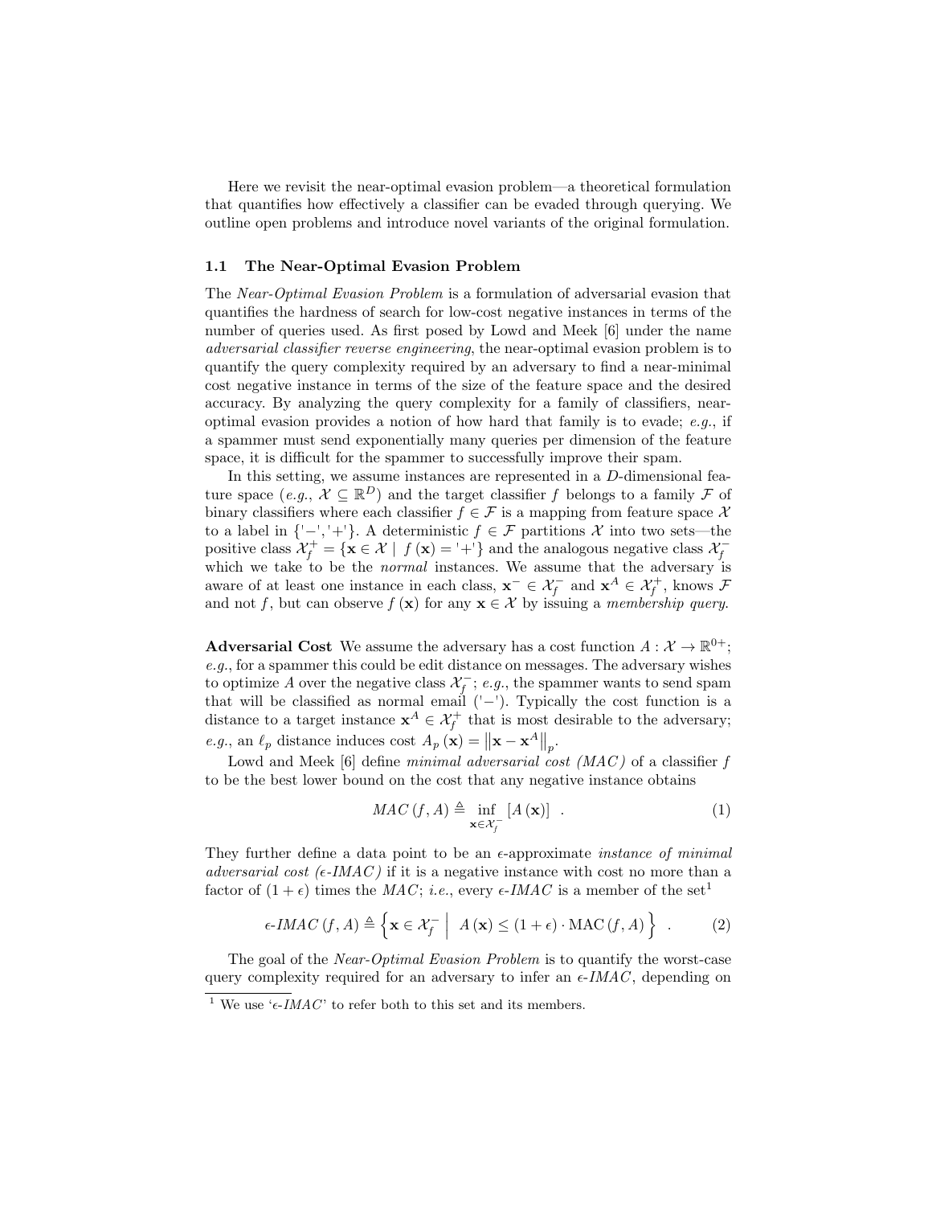Here we revisit the near-optimal evasion problem—a theoretical formulation that quantifies how effectively a classifier can be evaded through querying. We outline open problems and introduce novel variants of the original formulation.

### 1.1 The Near-Optimal Evasion Problem

The *Near-Optimal Evasion Problem* is a formulation of adversarial evasion that quantifies the hardness of search for low-cost negative instances in terms of the number of queries used. As first posed by Lowd and Meek [6] under the name *adversarial classifier reverse engineering*, the near-optimal evasion problem is to quantify the query complexity required by an adversary to find a near-minimal cost negative instance in terms of the size of the feature space and the desired accuracy. By analyzing the query complexity for a family of classifiers, near-optimal evasion provides a notion of how hard that family is to evade; *e.g.*, if a spammer must send exponentially many queries per dimension of the feature space, it is difficult for the spammer to successfully improve their spam.

In this setting, we assume instances are represented in a $D$-dimensional feature space (*e.g.*, $\mathcal{X} \subseteq \mathbb{R}^D$) and the target classifier $f$ belongs to a family $\mathcal{F}$ of binary classifiers where each classifier $f \in \mathcal{F}$ is a mapping from feature space $\mathcal{X}$ to a label in $\{\text{'}-\text{'}, \text{'}+\text{'}\}$. A deterministic $f \in \mathcal{F}$ partitions $\mathcal{X}$ into two sets—the positive class $\mathcal{X}_f^+ = \{\mathbf{x} \in \mathcal{X} \mid f(\mathbf{x}) = \text{'}+\text{'}\}$ and the analogous negative class $\mathcal{X}_f^-$ which we take to be the *normal* instances. We assume that the adversary is aware of at least one instance in each class, $\mathbf{x}^- \in \mathcal{X}_f^-$ and $\mathbf{x}^A \in \mathcal{X}_f^+$, knows $\mathcal{F}$ and not $f$, but can observe $f(\mathbf{x})$ for any $\mathbf{x} \in \mathcal{X}$ by issuing a *membership query*.

**Adversarial Cost** We assume the adversary has a cost function $A : \mathcal{X} \to \mathbb{R}^{0+}$; *e.g.*, for a spammer this could be edit distance on messages. The adversary wishes to optimize $A$ over the negative class $\mathcal{X}_f^-$; *e.g.*, the spammer wants to send spam that will be classified as normal email ('$-$'). Typically the cost function is a distance to a target instance $\mathbf{x}^A \in \mathcal{X}_f^+$ that is most desirable to the adversary; *e.g.*, an $\ell_p$ distance induces cost $A_p(\mathbf{x}) = \left\|\mathbf{x} - \mathbf{x}^A\right\|_p$.

Lowd and Meek [6] define *minimal adversarial cost (MAC)* of a classifier $f$ to be the best lower bound on the cost that any negative instance obtains

$$MAC(f, A) \triangleq \inf_{\mathbf{x} \in \mathcal{X}_f^-} [A(\mathbf{x})] \quad . \tag{1}$$

They further define a data point to be an $\epsilon$-approximate *instance of minimal adversarial cost ($\epsilon$-IMAC)* if it is a negative instance with cost no more than a factor of $(1+\epsilon)$ times the *MAC*; *i.e.*, every $\epsilon$-*IMAC* is a member of the set[1]

$$\epsilon\text{-}IMAC(f, A) \triangleq \left\{ \mathbf{x} \in \mathcal{X}_f^- \;\middle|\; A(\mathbf{x}) \leq (1+\epsilon) \cdot \mathrm{MAC}(f, A) \right\} \quad . \tag{2}$$

The goal of the *Near-Optimal Evasion Problem* is to quantify the worst-case query complexity required for an adversary to infer an $\epsilon$-*IMAC*, depending on

[1] We use '$\epsilon$-*IMAC*' to refer both to this set and its members.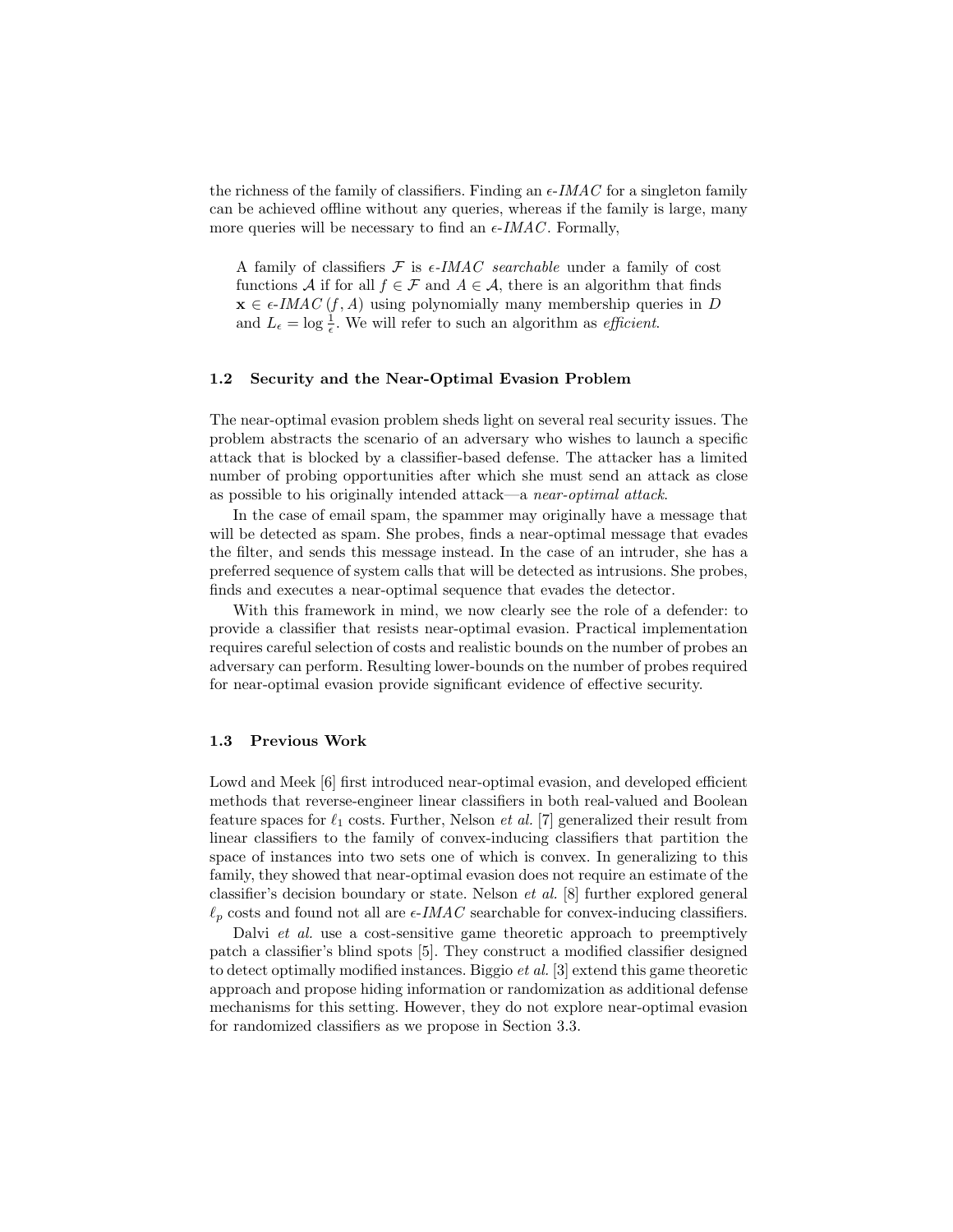the richness of the family of classifiers. Finding an $\epsilon$-*IMAC* for a singleton family can be achieved offline without any queries, whereas if the family is large, many more queries will be necessary to find an $\epsilon$-*IMAC*. Formally,

> A family of classifiers $\mathcal{F}$ is $\epsilon$-*IMAC searchable* under a family of cost functions $\mathcal{A}$ if for all $f \in \mathcal{F}$ and $A \in \mathcal{A}$, there is an algorithm that finds $\mathbf{x} \in \epsilon\text{-}IMAC\,(f, A)$ using polynomially many membership queries in $D$ and $L_\epsilon = \log \frac{1}{\epsilon}$. We will refer to such an algorithm as *efficient*.

### 1.2 Security and the Near-Optimal Evasion Problem

The near-optimal evasion problem sheds light on several real security issues. The problem abstracts the scenario of an adversary who wishes to launch a specific attack that is blocked by a classifier-based defense. The attacker has a limited number of probing opportunities after which she must send an attack as close as possible to his originally intended attack—a *near-optimal attack*.

In the case of email spam, the spammer may originally have a message that will be detected as spam. She probes, finds a near-optimal message that evades the filter, and sends this message instead. In the case of an intruder, she has a preferred sequence of system calls that will be detected as intrusions. She probes, finds and executes a near-optimal sequence that evades the detector.

With this framework in mind, we now clearly see the role of a defender: to provide a classifier that resists near-optimal evasion. Practical implementation requires careful selection of costs and realistic bounds on the number of probes an adversary can perform. Resulting lower-bounds on the number of probes required for near-optimal evasion provide significant evidence of effective security.

### 1.3 Previous Work

Lowd and Meek [6] first introduced near-optimal evasion, and developed efficient methods that reverse-engineer linear classifiers in both real-valued and Boolean feature spaces for $\ell_1$ costs. Further, Nelson *et al.* [7] generalized their result from linear classifiers to the family of convex-inducing classifiers that partition the space of instances into two sets one of which is convex. In generalizing to this family, they showed that near-optimal evasion does not require an estimate of the classifier's decision boundary or state. Nelson *et al.* [8] further explored general $\ell_p$ costs and found not all are $\epsilon$-*IMAC* searchable for convex-inducing classifiers.

Dalvi *et al.* use a cost-sensitive game theoretic approach to preemptively patch a classifier's blind spots [5]. They construct a modified classifier designed to detect optimally modified instances. Biggio *et al.* [3] extend this game theoretic approach and propose hiding information or randomization as additional defense mechanisms for this setting. However, they do not explore near-optimal evasion for randomized classifiers as we propose in Section 3.3.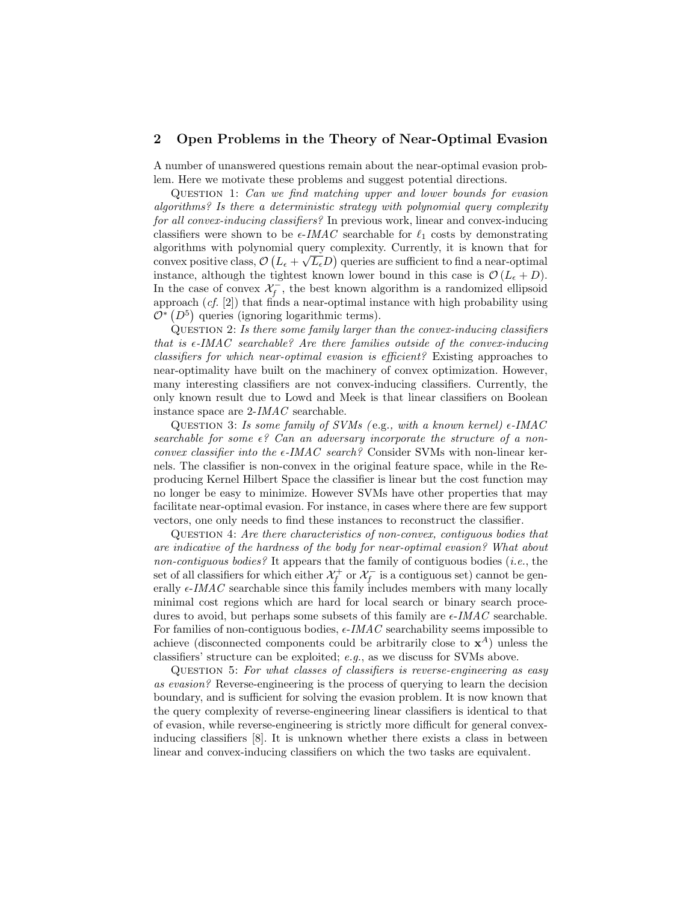## 2 Open Problems in the Theory of Near-Optimal Evasion

A number of unanswered questions remain about the near-optimal evasion problem. Here we motivate these problems and suggest potential directions.

Question 1: *Can we find matching upper and lower bounds for evasion algorithms? Is there a deterministic strategy with polynomial query complexity for all convex-inducing classifiers?* In previous work, linear and convex-inducing classifiers were shown to be $\epsilon$-*IMAC* searchable for $\ell_1$ costs by demonstrating algorithms with polynomial query complexity. Currently, it is known that for convex positive class, $\mathcal{O}\left(L_\epsilon + \sqrt{L_\epsilon} D\right)$ queries are sufficient to find a near-optimal instance, although the tightest known lower bound in this case is $\mathcal{O}\left(L_\epsilon + D\right)$. In the case of convex $\mathcal{X}_f^-$, the best known algorithm is a randomized ellipsoid approach (*cf.* [2]) that finds a near-optimal instance with high probability using $\mathcal{O}^*\left(D^5\right)$ queries (ignoring logarithmic terms).

Question 2: *Is there some family larger than the convex-inducing classifiers that is $\epsilon$-IMAC searchable? Are there families outside of the convex-inducing classifiers for which near-optimal evasion is efficient?* Existing approaches to near-optimality have built on the machinery of convex optimization. However, many interesting classifiers are not convex-inducing classifiers. Currently, the only known result due to Lowd and Meek is that linear classifiers on Boolean instance space are 2-*IMAC* searchable.

Question 3: *Is some family of SVMs (*e.g.*, with a known kernel) $\epsilon$-IMAC searchable for some $\epsilon$? Can an adversary incorporate the structure of a non-convex classifier into the $\epsilon$-IMAC search?* Consider SVMs with non-linear kernels. The classifier is non-convex in the original feature space, while in the Reproducing Kernel Hilbert Space the classifier is linear but the cost function may no longer be easy to minimize. However SVMs have other properties that may facilitate near-optimal evasion. For instance, in cases where there are few support vectors, one only needs to find these instances to reconstruct the classifier.

Question 4: *Are there characteristics of non-convex, contiguous bodies that are indicative of the hardness of the body for near-optimal evasion? What about non-contiguous bodies?* It appears that the family of contiguous bodies (*i.e.*, the set of all classifiers for which either $\mathcal{X}_f^+$ or $\mathcal{X}_f^-$ is a contiguous set) cannot be generally $\epsilon$-*IMAC* searchable since this family includes members with many locally minimal cost regions which are hard for local search or binary search procedures to avoid, but perhaps some subsets of this family are $\epsilon$-*IMAC* searchable. For families of non-contiguous bodies, $\epsilon$-*IMAC* searchability seems impossible to achieve (disconnected components could be arbitrarily close to $\mathbf{x}^A$) unless the classifiers' structure can be exploited; *e.g.*, as we discuss for SVMs above.

Question 5: *For what classes of classifiers is reverse-engineering as easy as evasion?* Reverse-engineering is the process of querying to learn the decision boundary, and is sufficient for solving the evasion problem. It is now known that the query complexity of reverse-engineering linear classifiers is identical to that of evasion, while reverse-engineering is strictly more difficult for general convex-inducing classifiers [8]. It is unknown whether there exists a class in between linear and convex-inducing classifiers on which the two tasks are equivalent.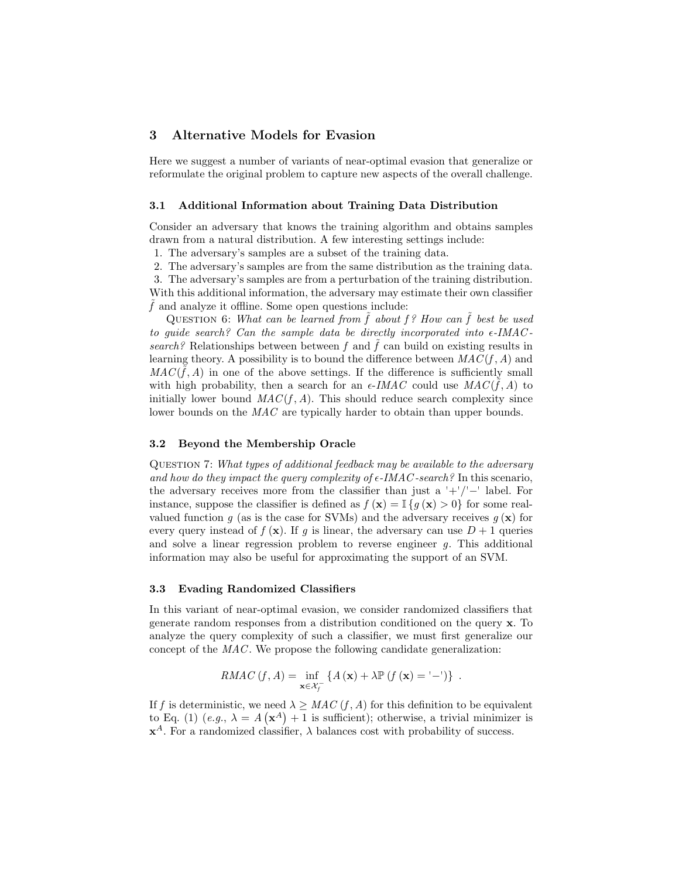## 3 Alternative Models for Evasion

Here we suggest a number of variants of near-optimal evasion that generalize or reformulate the original problem to capture new aspects of the overall challenge.

### 3.1 Additional Information about Training Data Distribution

Consider an adversary that knows the training algorithm and obtains samples drawn from a natural distribution. A few interesting settings include:

1. The adversary's samples are a subset of the training data.
2. The adversary's samples are from the same distribution as the training data.
3. The adversary's samples are from a perturbation of the training distribution.

With this additional information, the adversary may estimate their own classifier $\tilde{f}$ and analyze it offline. Some open questions include:

Question 6: *What can be learned from $\tilde{f}$ about $f$? How can $\tilde{f}$ best be used to guide search? Can the sample data be directly incorporated into $\epsilon$-IMAC-search?* Relationships between between $f$ and $\tilde{f}$ can build on existing results in learning theory. A possibility is to bound the difference between $MAC(f, A)$ and $MAC(\tilde{f}, A)$ in one of the above settings. If the difference is sufficiently small with high probability, then a search for an $\epsilon$-*IMAC* could use $MAC(\tilde{f}, A)$ to initially lower bound $MAC(f, A)$. This should reduce search complexity since lower bounds on the *MAC* are typically harder to obtain than upper bounds.

### 3.2 Beyond the Membership Oracle

Question 7: *What types of additional feedback may be available to the adversary and how do they impact the query complexity of $\epsilon$-IMAC-search?* In this scenario, the adversary receives more from the classifier than just a '+'/'−' label. For instance, suppose the classifier is defined as $f(\mathbf{x}) = \mathbb{I}\{g(\mathbf{x}) > 0\}$ for some real-valued function $g$ (as is the case for SVMs) and the adversary receives $g(\mathbf{x})$ for every query instead of $f(\mathbf{x})$. If $g$ is linear, the adversary can use $D + 1$ queries and solve a linear regression problem to reverse engineer $g$. This additional information may also be useful for approximating the support of an SVM.

### 3.3 Evading Randomized Classifiers

In this variant of near-optimal evasion, we consider randomized classifiers that generate random responses from a distribution conditioned on the query $\mathbf{x}$. To analyze the query complexity of such a classifier, we must first generalize our concept of the *MAC*. We propose the following candidate generalization:

$$RMAC(f, A) = \inf_{\mathbf{x} \in \mathcal{X}_f^-} \{A(\mathbf{x}) + \lambda \mathbb{P}(f(\mathbf{x}) = \text{'}-\text{'})\} \ .$$

If $f$ is deterministic, we need $\lambda \geq MAC(f, A)$ for this definition to be equivalent to Eq. (1) (*e.g.*, $\lambda = A(\mathbf{x}^A) + 1$ is sufficient); otherwise, a trivial minimizer is $\mathbf{x}^A$. For a randomized classifier, $\lambda$ balances cost with probability of success.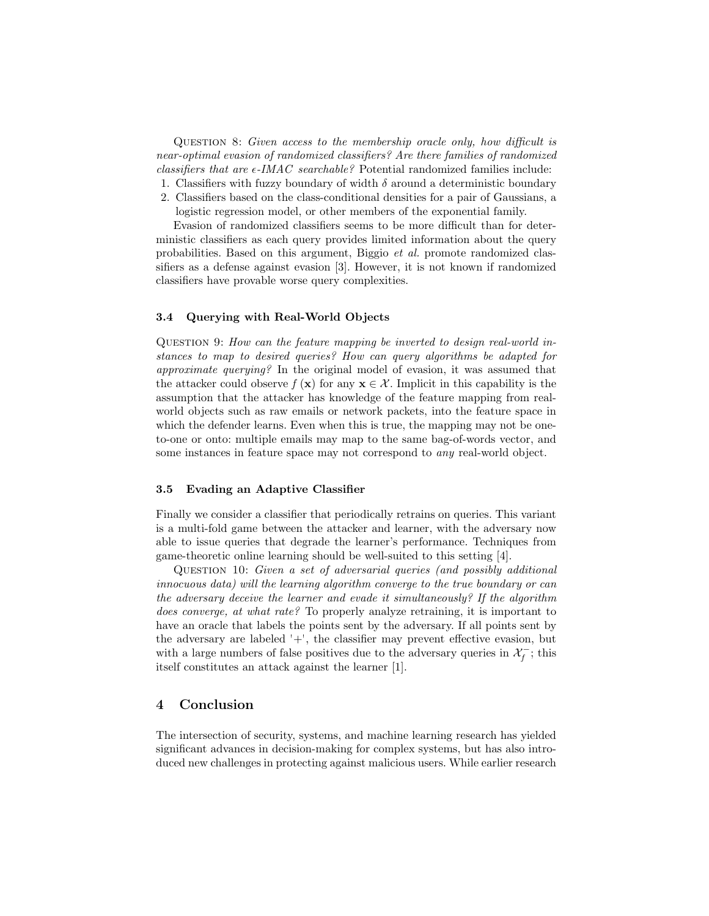Question 8: *Given access to the membership oracle only, how difficult is near-optimal evasion of randomized classifiers? Are there families of randomized classifiers that are $\epsilon$-IMAC searchable?* Potential randomized families include:

1. Classifiers with fuzzy boundary of width $\delta$ around a deterministic boundary
2. Classifiers based on the class-conditional densities for a pair of Gaussians, a logistic regression model, or other members of the exponential family.

Evasion of randomized classifiers seems to be more difficult than for deterministic classifiers as each query provides limited information about the query probabilities. Based on this argument, Biggio *et al.* promote randomized classifiers as a defense against evasion [3]. However, it is not known if randomized classifiers have provable worse query complexities.

### 3.4 Querying with Real-World Objects

Question 9: *How can the feature mapping be inverted to design real-world instances to map to desired queries? How can query algorithms be adapted for approximate querying?* In the original model of evasion, it was assumed that the attacker could observe $f(\mathbf{x})$ for any $\mathbf{x} \in \mathcal{X}$. Implicit in this capability is the assumption that the attacker has knowledge of the feature mapping from real-world objects such as raw emails or network packets, into the feature space in which the defender learns. Even when this is true, the mapping may not be one-to-one or onto: multiple emails may map to the same bag-of-words vector, and some instances in feature space may not correspond to *any* real-world object.

### 3.5 Evading an Adaptive Classifier

Finally we consider a classifier that periodically retrains on queries. This variant is a multi-fold game between the attacker and learner, with the adversary now able to issue queries that degrade the learner's performance. Techniques from game-theoretic online learning should be well-suited to this setting [4].

Question 10: *Given a set of adversarial queries (and possibly additional innocuous data) will the learning algorithm converge to the true boundary or can the adversary deceive the learner and evade it simultaneously? If the algorithm does converge, at what rate?* To properly analyze retraining, it is important to have an oracle that labels the points sent by the adversary. If all points sent by the adversary are labeled '+', the classifier may prevent effective evasion, but with a large numbers of false positives due to the adversary queries in $\mathcal{X}_f^-$; this itself constitutes an attack against the learner [1].

## 4 Conclusion

The intersection of security, systems, and machine learning research has yielded significant advances in decision-making for complex systems, but has also introduced new challenges in protecting against malicious users. While earlier research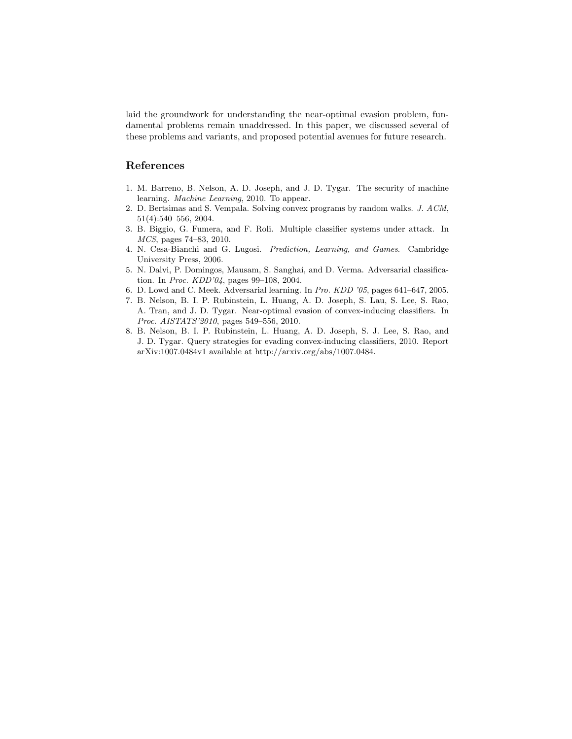laid the groundwork for understanding the near-optimal evasion problem, fundamental problems remain unaddressed. In this paper, we discussed several of these problems and variants, and proposed potential avenues for future research.

## References

1. M. Barreno, B. Nelson, A. D. Joseph, and J. D. Tygar. The security of machine learning. *Machine Learning*, 2010. To appear.
2. D. Bertsimas and S. Vempala. Solving convex programs by random walks. *J. ACM*, 51(4):540–556, 2004.
3. B. Biggio, G. Fumera, and F. Roli. Multiple classifier systems under attack. In *MCS*, pages 74–83, 2010.
4. N. Cesa-Bianchi and G. Lugosi. *Prediction, Learning, and Games*. Cambridge University Press, 2006.
5. N. Dalvi, P. Domingos, Mausam, S. Sanghai, and D. Verma. Adversarial classification. In *Proc. KDD'04*, pages 99–108, 2004.
6. D. Lowd and C. Meek. Adversarial learning. In *Pro. KDD '05*, pages 641–647, 2005.
7. B. Nelson, B. I. P. Rubinstein, L. Huang, A. D. Joseph, S. Lau, S. Lee, S. Rao, A. Tran, and J. D. Tygar. Near-optimal evasion of convex-inducing classifiers. In *Proc. AISTATS'2010*, pages 549–556, 2010.
8. B. Nelson, B. I. P. Rubinstein, L. Huang, A. D. Joseph, S. J. Lee, S. Rao, and J. D. Tygar. Query strategies for evading convex-inducing classifiers, 2010. Report arXiv:1007.0484v1 available at http://arxiv.org/abs/1007.0484.